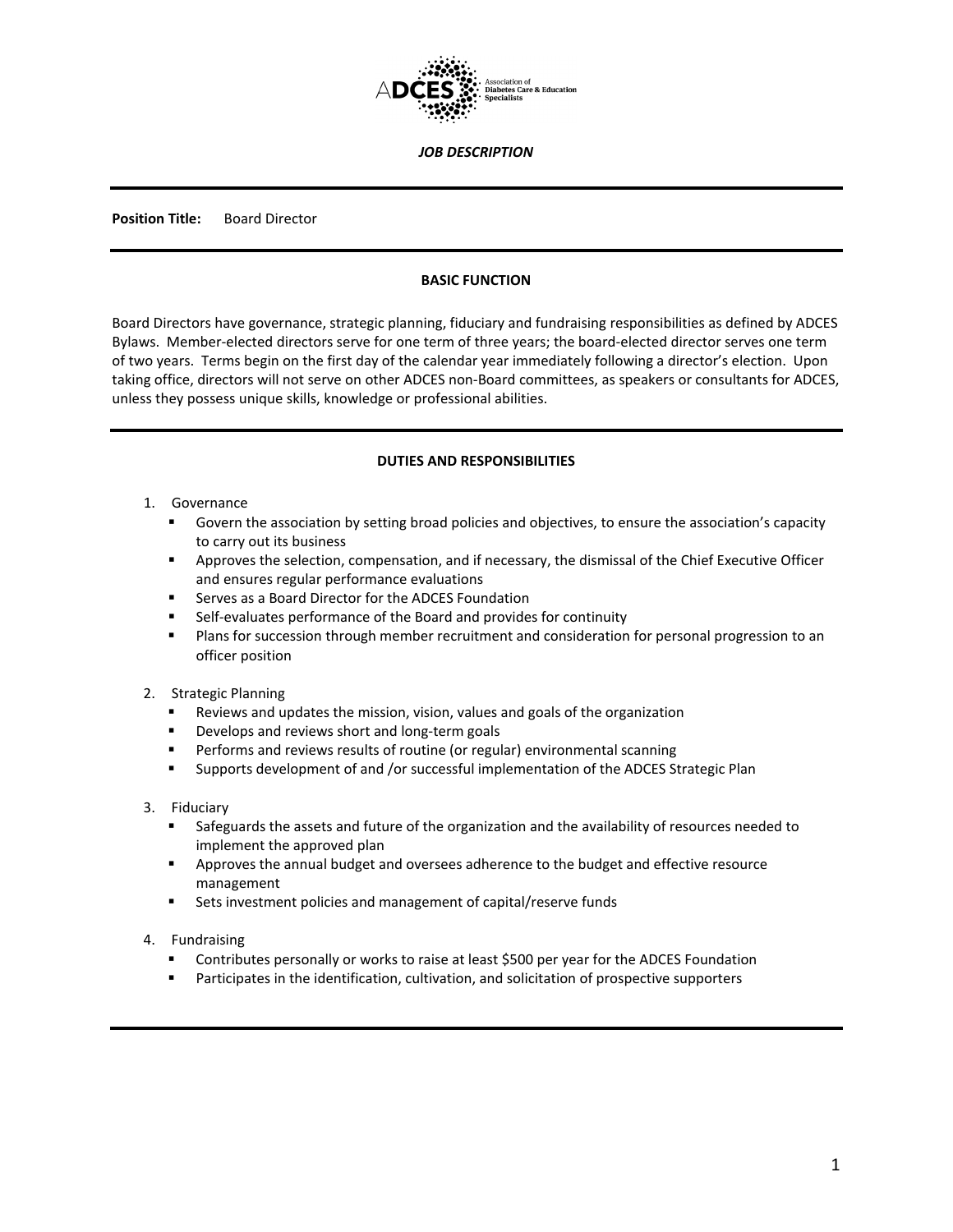ADCES Association of Diabetes Care & Education Specialists

***JOB DESCRIPTION***

---

**Position Title:** Board Director

---

## BASIC FUNCTION

Board Directors have governance, strategic planning, fiduciary and fundraising responsibilities as defined by ADCES Bylaws. Member-elected directors serve for one term of three years; the board-elected director serves one term of two years. Terms begin on the first day of the calendar year immediately following a director's election. Upon taking office, directors will not serve on other ADCES non-Board committees, as speakers or consultants for ADCES, unless they possess unique skills, knowledge or professional abilities.

---

## DUTIES AND RESPONSIBILITIES

1. Governance
   - Govern the association by setting broad policies and objectives, to ensure the association's capacity to carry out its business
   - Approves the selection, compensation, and if necessary, the dismissal of the Chief Executive Officer and ensures regular performance evaluations
   - Serves as a Board Director for the ADCES Foundation
   - Self-evaluates performance of the Board and provides for continuity
   - Plans for succession through member recruitment and consideration for personal progression to an officer position

2. Strategic Planning
   - Reviews and updates the mission, vision, values and goals of the organization
   - Develops and reviews short and long-term goals
   - Performs and reviews results of routine (or regular) environmental scanning
   - Supports development of and /or successful implementation of the ADCES Strategic Plan

3. Fiduciary
   - Safeguards the assets and future of the organization and the availability of resources needed to implement the approved plan
   - Approves the annual budget and oversees adherence to the budget and effective resource management
   - Sets investment policies and management of capital/reserve funds

4. Fundraising
   - Contributes personally or works to raise at least $500 per year for the ADCES Foundation
   - Participates in the identification, cultivation, and solicitation of prospective supporters

---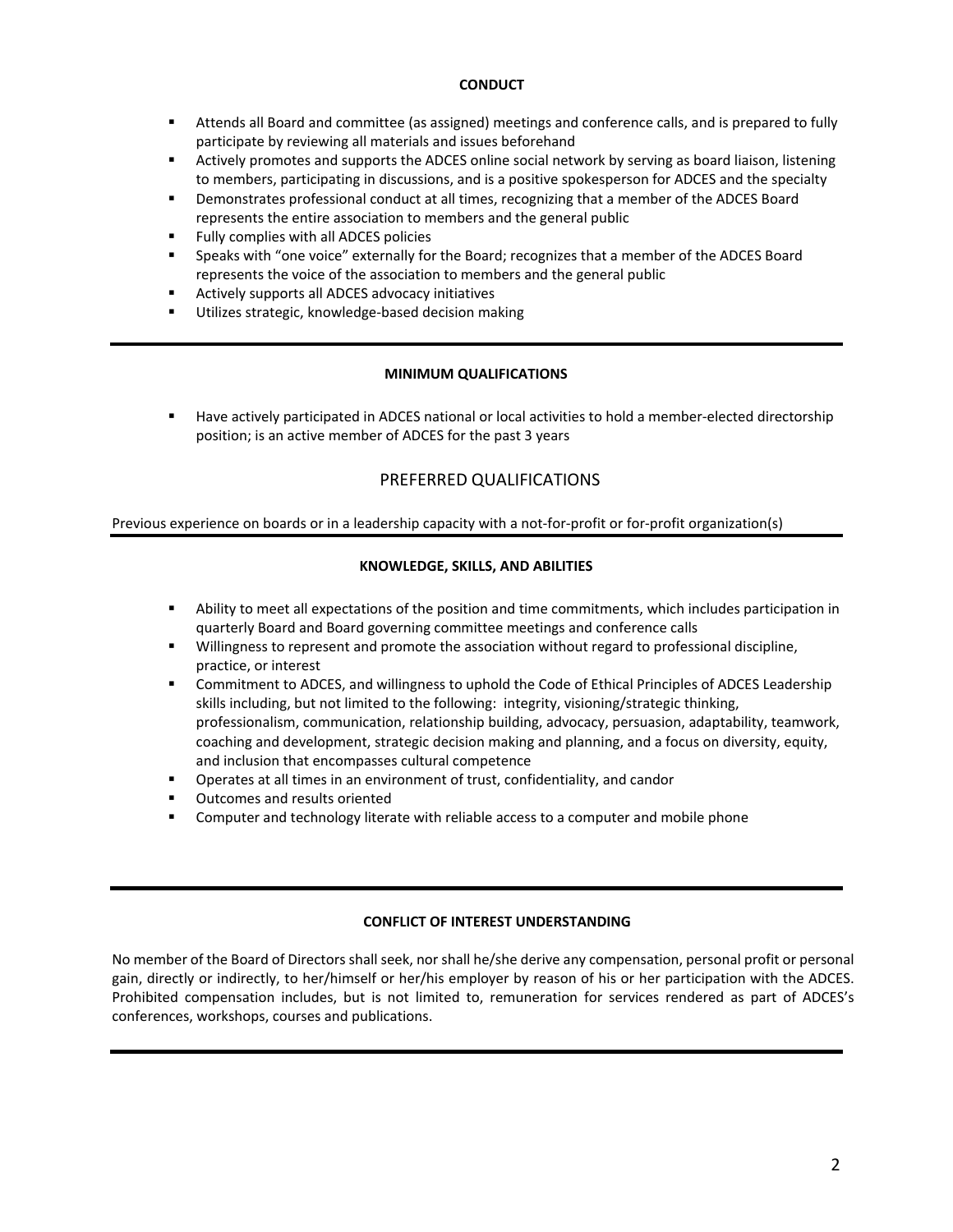## CONDUCT

- Attends all Board and committee (as assigned) meetings and conference calls, and is prepared to fully participate by reviewing all materials and issues beforehand
- Actively promotes and supports the ADCES online social network by serving as board liaison, listening to members, participating in discussions, and is a positive spokesperson for ADCES and the specialty
- Demonstrates professional conduct at all times, recognizing that a member of the ADCES Board represents the entire association to members and the general public
- Fully complies with all ADCES policies
- Speaks with "one voice" externally for the Board; recognizes that a member of the ADCES Board represents the voice of the association to members and the general public
- Actively supports all ADCES advocacy initiatives
- Utilizes strategic, knowledge-based decision making

---

## MINIMUM QUALIFICATIONS

- Have actively participated in ADCES national or local activities to hold a member-elected directorship position; is an active member of ADCES for the past 3 years

## PREFERRED QUALIFICATIONS

Previous experience on boards or in a leadership capacity with a not-for-profit or for-profit organization(s)

---

## KNOWLEDGE, SKILLS, AND ABILITIES

- Ability to meet all expectations of the position and time commitments, which includes participation in quarterly Board and Board governing committee meetings and conference calls
- Willingness to represent and promote the association without regard to professional discipline, practice, or interest
- Commitment to ADCES, and willingness to uphold the Code of Ethical Principles of ADCES Leadership skills including, but not limited to the following: integrity, visioning/strategic thinking, professionalism, communication, relationship building, advocacy, persuasion, adaptability, teamwork, coaching and development, strategic decision making and planning, and a focus on diversity, equity, and inclusion that encompasses cultural competence
- Operates at all times in an environment of trust, confidentiality, and candor
- Outcomes and results oriented
- Computer and technology literate with reliable access to a computer and mobile phone

---

## CONFLICT OF INTEREST UNDERSTANDING

No member of the Board of Directors shall seek, nor shall he/she derive any compensation, personal profit or personal gain, directly or indirectly, to her/himself or her/his employer by reason of his or her participation with the ADCES. Prohibited compensation includes, but is not limited to, remuneration for services rendered as part of ADCES's conferences, workshops, courses and publications.

---